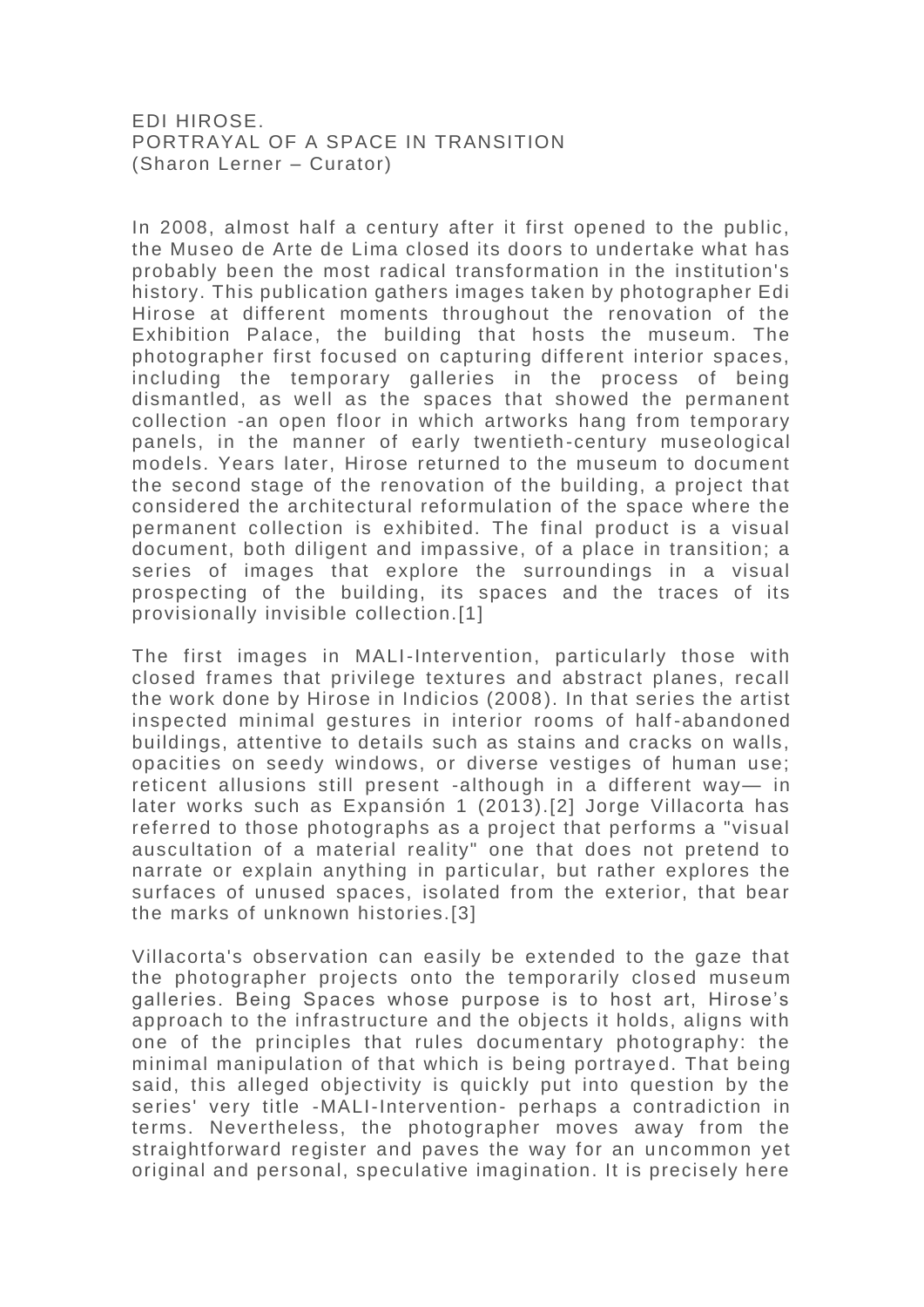EDI HIROSE.
PORTRAYAL OF A SPACE IN TRANSITION
(Sharon Lerner – Curator)

In 2008, almost half a century after it first opened to the public, the Museo de Arte de Lima closed its doors to undertake what has probably been the most radical transformation in the institution's history. This publication gathers images taken by photographer Edi Hirose at different moments throughout the renovation of the Exhibition Palace, the building that hosts the museum. The photographer first focused on capturing different interior spaces, including the temporary galleries in the process of being dismantled, as well as the spaces that showed the permanent collection -an open floor in which artworks hang from temporary panels, in the manner of early twentieth-century museological models. Years later, Hirose returned to the museum to document the second stage of the renovation of the building, a project that considered the architectural reformulation of the space where the permanent collection is exhibited. The final product is a visual document, both diligent and impassive, of a place in transition; a series of images that explore the surroundings in a visual prospecting of the building, its spaces and the traces of its provisionally invisible collection.[1]

The first images in MALI-Intervention, particularly those with closed frames that privilege textures and abstract planes, recall the work done by Hirose in Indicios (2008). In that series the artist inspected minimal gestures in interior rooms of half-abandoned buildings, attentive to details such as stains and cracks on walls, opacities on seedy windows, or diverse vestiges of human use; reticent allusions still present -although in a different way— in later works such as Expansión 1 (2013).[2] Jorge Villacorta has referred to those photographs as a project that performs a "visual auscultation of a material reality" one that does not pretend to narrate or explain anything in particular, but rather explores the surfaces of unused spaces, isolated from the exterior, that bear the marks of unknown histories.[3]

Villacorta's observation can easily be extended to the gaze that the photographer projects onto the temporarily closed museum galleries. Being Spaces whose purpose is to host art, Hirose's approach to the infrastructure and the objects it holds, aligns with one of the principles that rules documentary photography: the minimal manipulation of that which is being portrayed. That being said, this alleged objectivity is quickly put into question by the series' very title -MALI-Intervention- perhaps a contradiction in terms. Nevertheless, the photographer moves away from the straightforward register and paves the way for an uncommon yet original and personal, speculative imagination. It is precisely here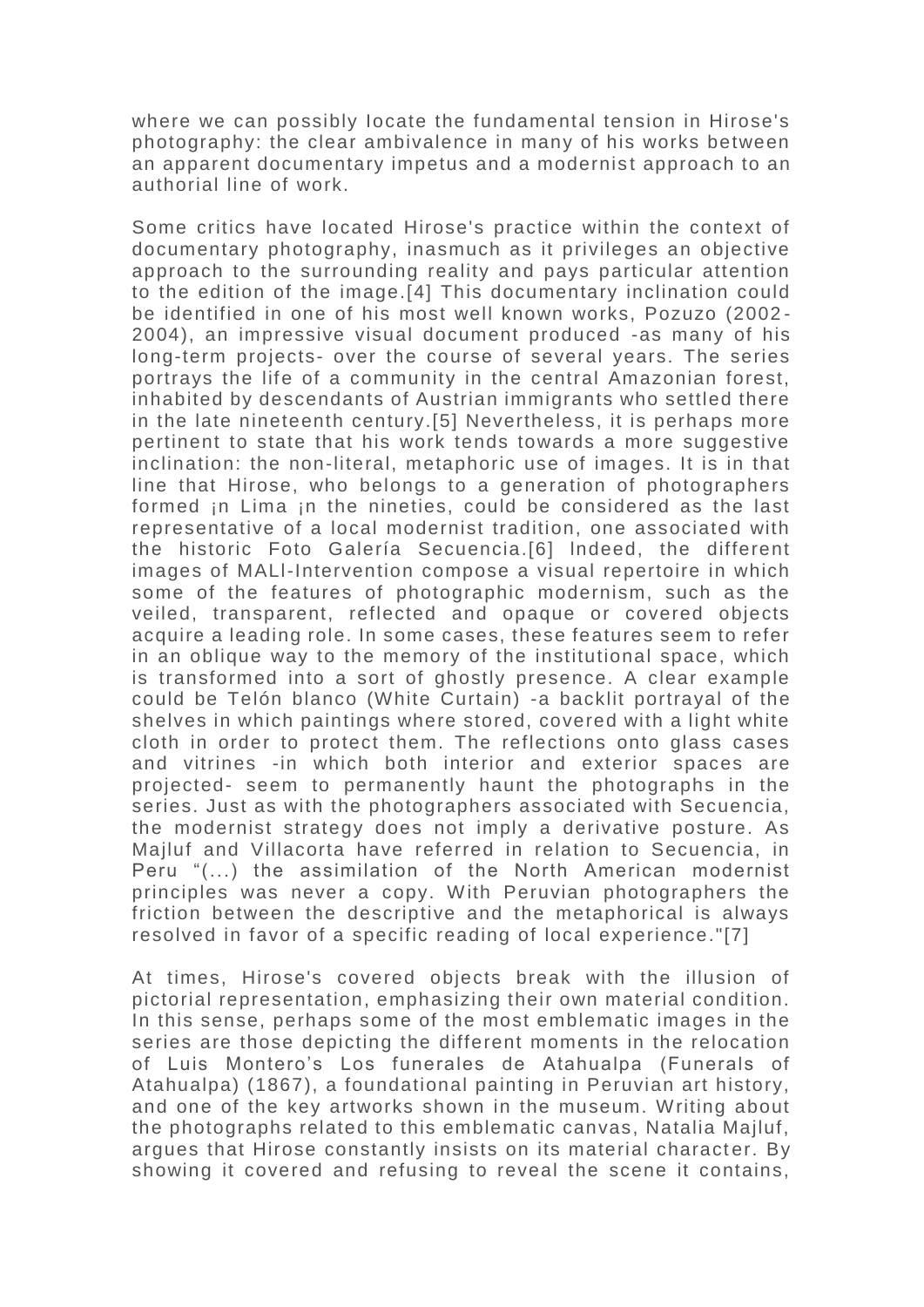where we can possibly locate the fundamental tension in Hirose's photography: the clear ambivalence in many of his works between an apparent documentary impetus and a modernist approach to an authorial line of work.

Some critics have located Hirose's practice within the context of documentary photography, inasmuch as it privileges an objective approach to the surrounding reality and pays particular attention to the edition of the image.[4] This documentary inclination could be identified in one of his most well known works, Pozuzo (2002-2004), an impressive visual document produced -as many of his long-term projects- over the course of several years. The series portrays the life of a community in the central Amazonian forest, inhabited by descendants of Austrian immigrants who settled there in the late nineteenth century.[5] Nevertheless, it is perhaps more pertinent to state that his work tends towards a more suggestive inclination: the non-literal, metaphoric use of images. It is in that line that Hirose, who belongs to a generation of photographers formed ¡n Lima ¡n the nineties, could be considered as the last representative of a local modernist tradition, one associated with the historic Foto Galería Secuencia.[6] Indeed, the different images of MALI-Intervention compose a visual repertoire in which some of the features of photographic modernism, such as the veiled, transparent, reflected and opaque or covered objects acquire a leading role. In some cases, these features seem to refer in an oblique way to the memory of the institutional space, which is transformed into a sort of ghostly presence. A clear example could be Telón blanco (White Curtain) -a backlit portrayal of the shelves in which paintings where stored, covered with a light white cloth in order to protect them. The reflections onto glass cases and vitrines -in which both interior and exterior spaces are projected- seem to permanently haunt the photographs in the series. Just as with the photographers associated with Secuencia, the modernist strategy does not imply a derivative posture. As Majluf and Villacorta have referred in relation to Secuencia, in Peru "(...) the assimilation of the North American modernist principles was never a copy. With Peruvian photographers the friction between the descriptive and the metaphorical is always resolved in favor of a specific reading of local experience."[7]

At times, Hirose's covered objects break with the illusion of pictorial representation, emphasizing their own material condition. In this sense, perhaps some of the most emblematic images in the series are those depicting the different moments in the relocation of Luis Montero's Los funerales de Atahualpa (Funerals of Atahualpa) (1867), a foundational painting in Peruvian art history, and one of the key artworks shown in the museum. Writing about the photographs related to this emblematic canvas, Natalia Majluf, argues that Hirose constantly insists on its material character. By showing it covered and refusing to reveal the scene it contains,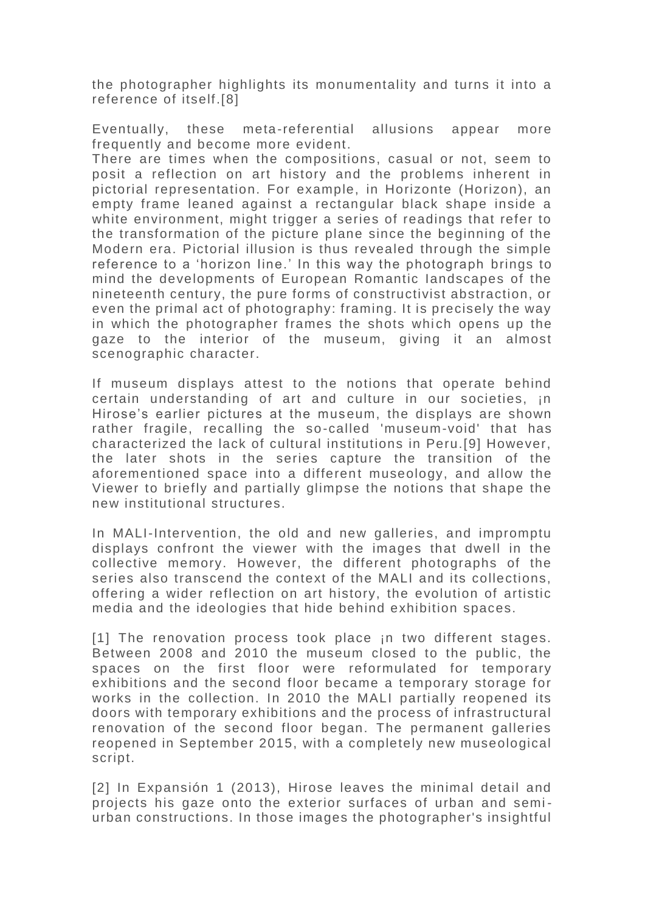the photographer highlights its monumentality and turns it into a reference of itself.[8]

Eventually, these meta-referential allusions appear more frequently and become more evident.
There are times when the compositions, casual or not, seem to posit a reflection on art history and the problems inherent in pictorial representation. For example, in Horizonte (Horizon), an empty frame leaned against a rectangular black shape inside a white environment, might trigger a series of readings that refer to the transformation of the picture plane since the beginning of the Modern era. Pictorial illusion is thus revealed through the simple reference to a 'horizon line.' In this way the photograph brings to mind the developments of European Romantic landscapes of the nineteenth century, the pure forms of constructivist abstraction, or even the primal act of photography: framing. It is precisely the way in which the photographer frames the shots which opens up the gaze to the interior of the museum, giving it an almost scenographic character.

If museum displays attest to the notions that operate behind certain understanding of art and culture in our societies, ¡n Hirose's earlier pictures at the museum, the displays are shown rather fragile, recalling the so-called 'museum-void' that has characterized the lack of cultural institutions in Peru.[9] However, the later shots in the series capture the transition of the aforementioned space into a different museology, and allow the Viewer to briefly and partially glimpse the notions that shape the new institutional structures.

In MALI-Intervention, the old and new galleries, and impromptu displays confront the viewer with the images that dwell in the collective memory. However, the different photographs of the series also transcend the context of the MALI and its collections, offering a wider reflection on art history, the evolution of artistic media and the ideologies that hide behind exhibition spaces.

[1] The renovation process took place ¡n two different stages. Between 2008 and 2010 the museum closed to the public, the spaces on the first floor were reformulated for temporary exhibitions and the second floor became a temporary storage for works in the collection. In 2010 the MALI partially reopened its doors with temporary exhibitions and the process of infrastructural renovation of the second floor began. The permanent galleries reopened in September 2015, with a completely new museological script.

[2] In Expansión 1 (2013), Hirose leaves the minimal detail and projects his gaze onto the exterior surfaces of urban and semi-urban constructions. In those images the photographer's insightful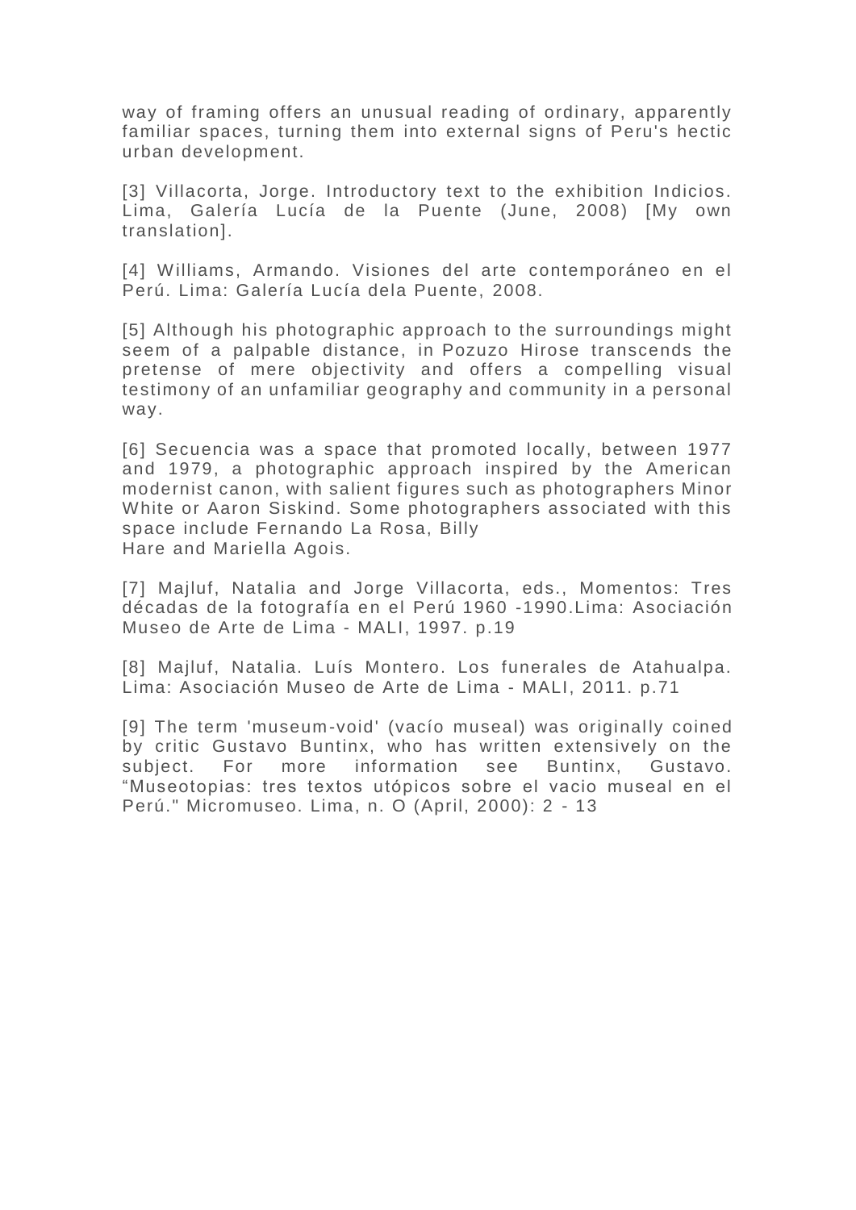way of framing offers an unusual reading of ordinary, apparently familiar spaces, turning them into external signs of Peru's hectic urban development.

[3] Villacorta, Jorge. Introductory text to the exhibition Indicios. Lima, Galería Lucía de la Puente (June, 2008) [My own translation].

[4] Williams, Armando. Visiones del arte contemporáneo en el Perú. Lima: Galería Lucía dela Puente, 2008.

[5] Although his photographic approach to the surroundings might seem of a palpable distance, in Pozuzo Hirose transcends the pretense of mere objectivity and offers a compelling visual testimony of an unfamiliar geography and community in a personal way.

[6] Secuencia was a space that promoted locally, between 1977 and 1979, a photographic approach inspired by the American modernist canon, with salient figures such as photographers Minor White or Aaron Siskind. Some photographers associated with this space include Fernando La Rosa, Billy Hare and Mariella Agois.

[7] Majluf, Natalia and Jorge Villacorta, eds., Momentos: Tres décadas de la fotografía en el Perú 1960 -1990.Lima: Asociación Museo de Arte de Lima - MALI, 1997. p.19

[8] Majluf, Natalia. Luís Montero. Los funerales de Atahualpa. Lima: Asociación Museo de Arte de Lima - MALI, 2011. p.71

[9] The term 'museum-void' (vacío museal) was originally coined by critic Gustavo Buntinx, who has written extensively on the subject. For more information see Buntinx, Gustavo. “Museotopias: tres textos utópicos sobre el vacio museal en el Perú." Micromuseo. Lima, n. O (April, 2000): 2 - 13